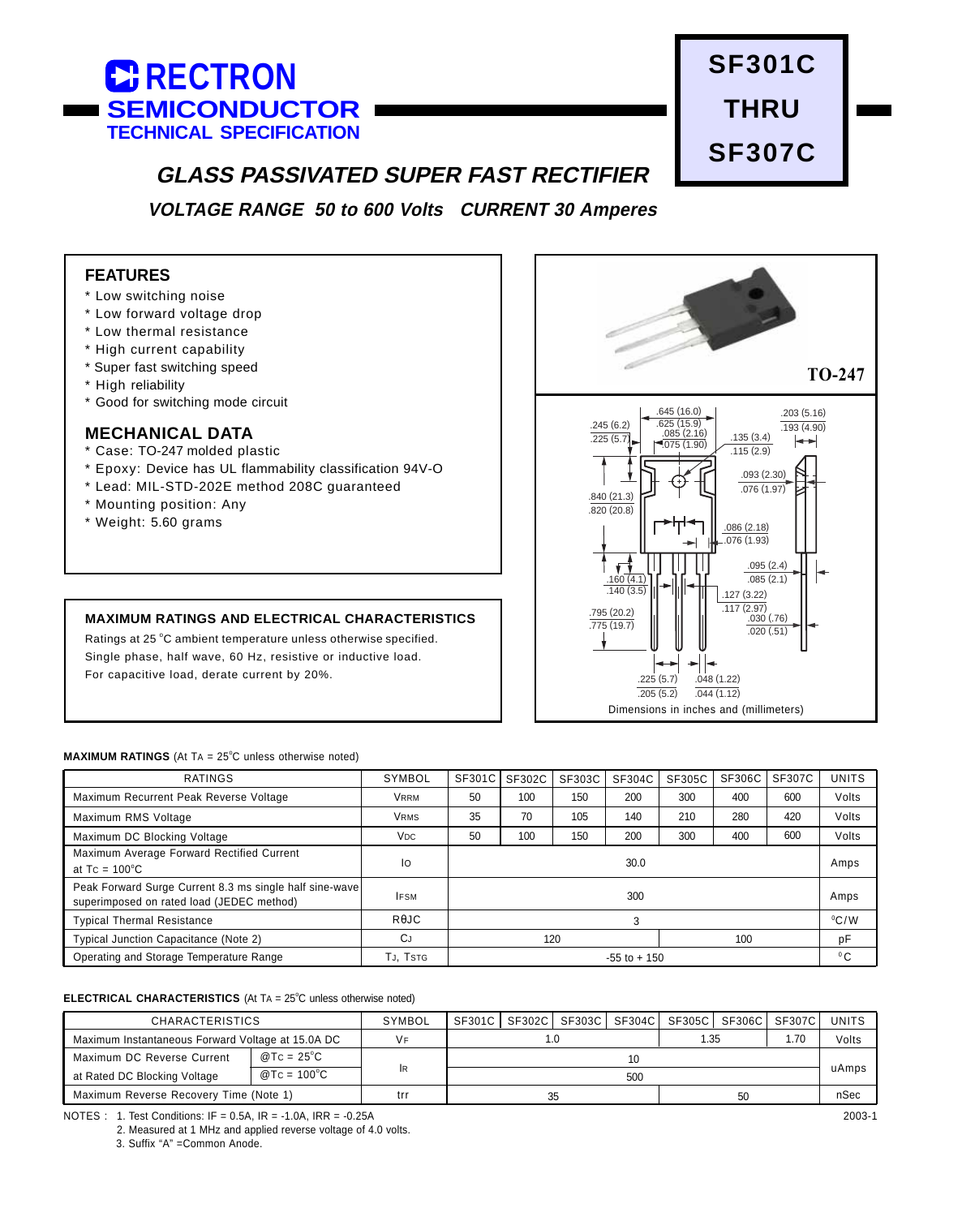# RECTRON SEMICONDUCTOR
## TECHNICAL SPECIFICATION

# SF301C THRU SF307C

## *GLASS PASSIVATED SUPER FAST RECTIFIER*

### *VOLTAGE RANGE 50 to 600 Volts CURRENT 30 Amperes*

## FEATURES

* Low switching noise
* Low forward voltage drop
* Low thermal resistance
* High current capability
* Super fast switching speed
* High reliability
* Good for switching mode circuit

## MECHANICAL DATA

* Case: TO-247 molded plastic
* Epoxy: Device has UL flammability classification 94V-O
* Lead: MIL-STD-202E method 208C guaranteed
* Mounting position: Any
* Weight: 5.60 grams

TO-247

Dimensions in inches and (millimeters)

.645 (16.0) / .625 (15.9); .245 (6.2) / .225 (5.7); .085 (2.16) / .075 (1.90); .135 (3.4) / .115 (2.9); .203 (5.16) / .193 (4.90); .093 (2.30) / .076 (1.97); .840 (21.3) / .820 (20.8); .086 (2.18) / .076 (1.93); .095 (2.4) / .085 (2.1); .160 (4.1) / .140 (3.5); .127 (3.22) / .117 (2.97); .795 (20.2) / .775 (19.7); .030 (.76) / .020 (.51); .225 (5.7) / .205 (5.2); .048 (1.22) / .044 (1.12)

## MAXIMUM RATINGS AND ELECTRICAL CHARACTERISTICS

Ratings at 25 °C ambient temperature unless otherwise specified.
Single phase, half wave, 60 Hz, resistive or inductive load.
For capacitive load, derate current by 20%.

**MAXIMUM RATINGS** (At $T_A$ = 25°C unless otherwise noted)

| RATINGS | SYMBOL | SF301C | SF302C | SF303C | SF304C | SF305C | SF306C | SF307C | UNITS |
|---|---|---|---|---|---|---|---|---|---|
| Maximum Recurrent Peak Reverse Voltage | $V_{RRM}$ | 50 | 100 | 150 | 200 | 300 | 400 | 600 | Volts |
| Maximum RMS Voltage | $V_{RMS}$ | 35 | 70 | 105 | 140 | 210 | 280 | 420 | Volts |
| Maximum DC Blocking Voltage | $V_{DC}$ | 50 | 100 | 150 | 200 | 300 | 400 | 600 | Volts |
| Maximum Average Forward Rectified Current at $T_C$ = 100°C | $I_O$ | 30.0 | | | | | | | Amps |
| Peak Forward Surge Current 8.3 ms single half sine-wave superimposed on rated load (JEDEC method) | $I_{FSM}$ | 300 | | | | | | | Amps |
| Typical Thermal Resistance | $R\theta JC$ | 3 | | | | | | | °C/W |
| Typical Junction Capacitance (Note 2) | $C_J$ | 120 | | | | 100 | | | pF |
| Operating and Storage Temperature Range | $T_J$, $T_{STG}$ | -55 to + 150 | | | | | | | °C |

**ELECTRICAL CHARACTERISTICS** (At $T_A$ = 25°C unless otherwise noted)

| CHARACTERISTICS | | SYMBOL | SF301C | SF302C | SF303C | SF304C | SF305C | SF306C | SF307C | UNITS |
|---|---|---|---|---|---|---|---|---|---|---|
| Maximum Instantaneous Forward Voltage at 15.0A DC | | $V_F$ | 1.0 | | | | 1.35 | | 1.70 | Volts |
| Maximum DC Reverse Current | @$T_C$ = 25°C | $I_R$ | 10 | | | | | | | uAmps |
| at Rated DC Blocking Voltage | @$T_C$ = 100°C | | 500 | | | | | | | |
| Maximum Reverse Recovery Time (Note 1) | | trr | 35 | | | | 50 | | | nSec |

NOTES : 1. Test Conditions: IF = 0.5A, IR = -1.0A, IRR = -0.25A
2. Measured at 1 MHz and applied reverse voltage of 4.0 volts.
3. Suffix "A" =Common Anode.

2003-1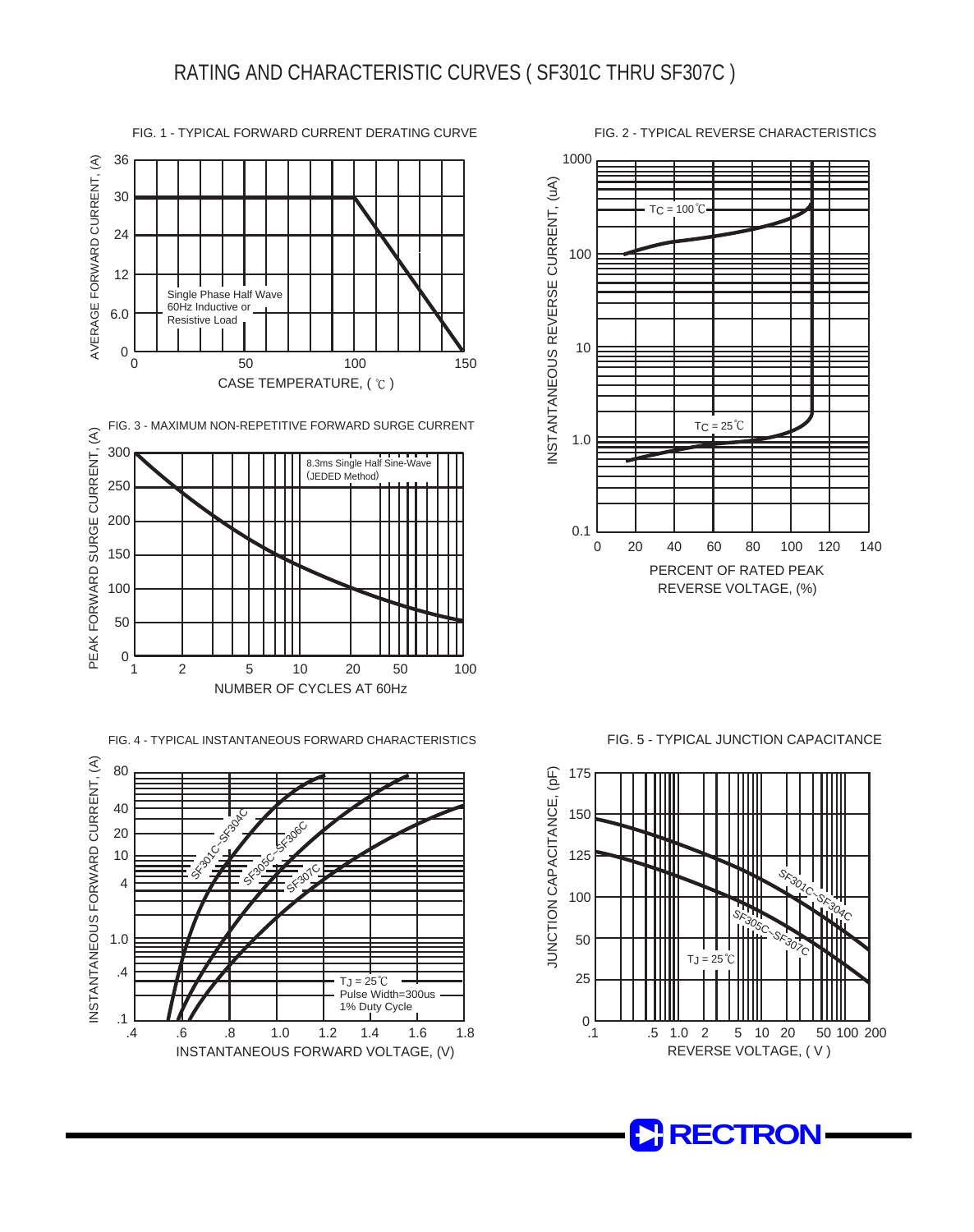# RATING AND CHARACTERISTIC CURVES ( SF301C THRU SF307C )

FIG. 1 - TYPICAL FORWARD CURRENT DERATING CURVE

AVERAGE FORWARD CURRENT, (A)

36
30
24
12
6.0
0

Single Phase Half Wave
60Hz Inductive or
Resistive Load

0
50
100
150

CASE TEMPERATURE, ( ℃ )

FIG. 2 - TYPICAL REVERSE CHARACTERISTICS

INSTANTANEOUS REVERSE CURRENT, (uA)

1000
100
10
1.0
0.1

$T_C$ = 100℃

$T_C$ = 25℃

0
20
40
60
80
100
120
140

PERCENT OF RATED PEAK
REVERSE VOLTAGE, (%)

FIG. 3 - MAXIMUM NON-REPETITIVE FORWARD SURGE CURRENT

PEAK FORWARD SURGE CURRENT, (A)

300
250
200
150
100
50
0

8.3ms Single Half Sine-Wave
(JEDED Method)

1
2
5
10
20
50
100

NUMBER OF CYCLES AT 60Hz

FIG. 4 - TYPICAL INSTANTANEOUS FORWARD CHARACTERISTICS

INSTANTANEOUS FORWARD CURRENT, (A)

80
40
20
10
4
1.0
.4
.1

SF301C~SF304C

SF305C~SF306C

SF307C

$T_J$ = 25℃
Pulse Width=300us
1% Duty Cycle

.4
.6
.8
1.0
1.2
1.4
1.6
1.8

INSTANTANEOUS FORWARD VOLTAGE, (V)

FIG. 5 - TYPICAL JUNCTION CAPACITANCE

JUNCTION CAPACITANCE, (pF)

175
150
125
100
50
25
0

SF301C~SF304C

SF305C~SF307C

$T_J$ = 25℃

.1
.5
1.0
2
5
10
20
50
100
200

REVERSE VOLTAGE, ( V )

RECTRON